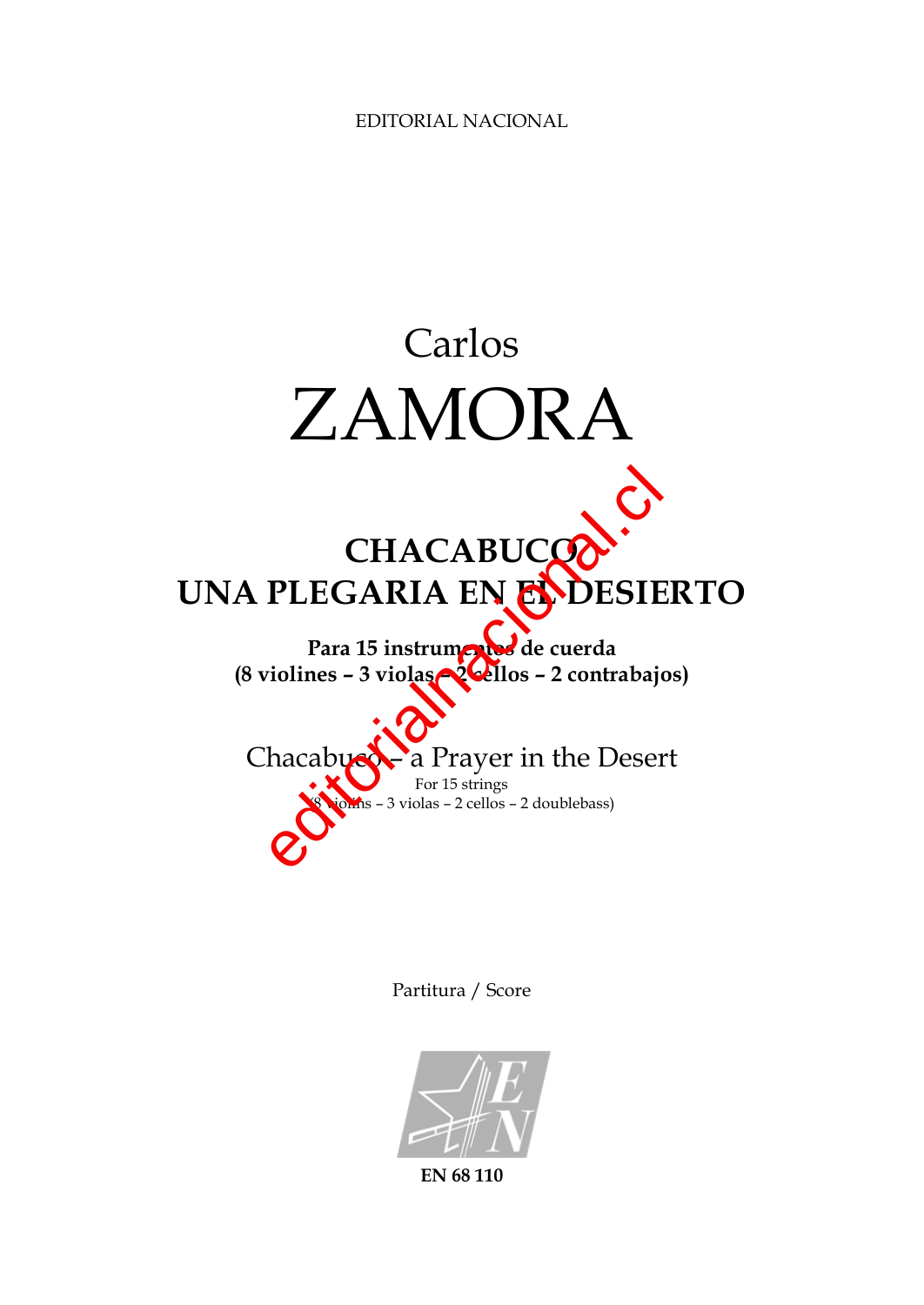EDITORIAL NACIONAL

Carlos

# ZAMORA

## CHACABUCO
## UNA PLEGARIA EN EL DESIERTO

**Para 15 instrumentos de cuerda**
**(8 violines – 3 violas – 2 cellos – 2 contrabajos)**

Chacabuco – a Prayer in the Desert

For 15 strings

(8 violins – 3 violas – 2 cellos – 2 doublebass)

Partitura / Score

**EN 68 110**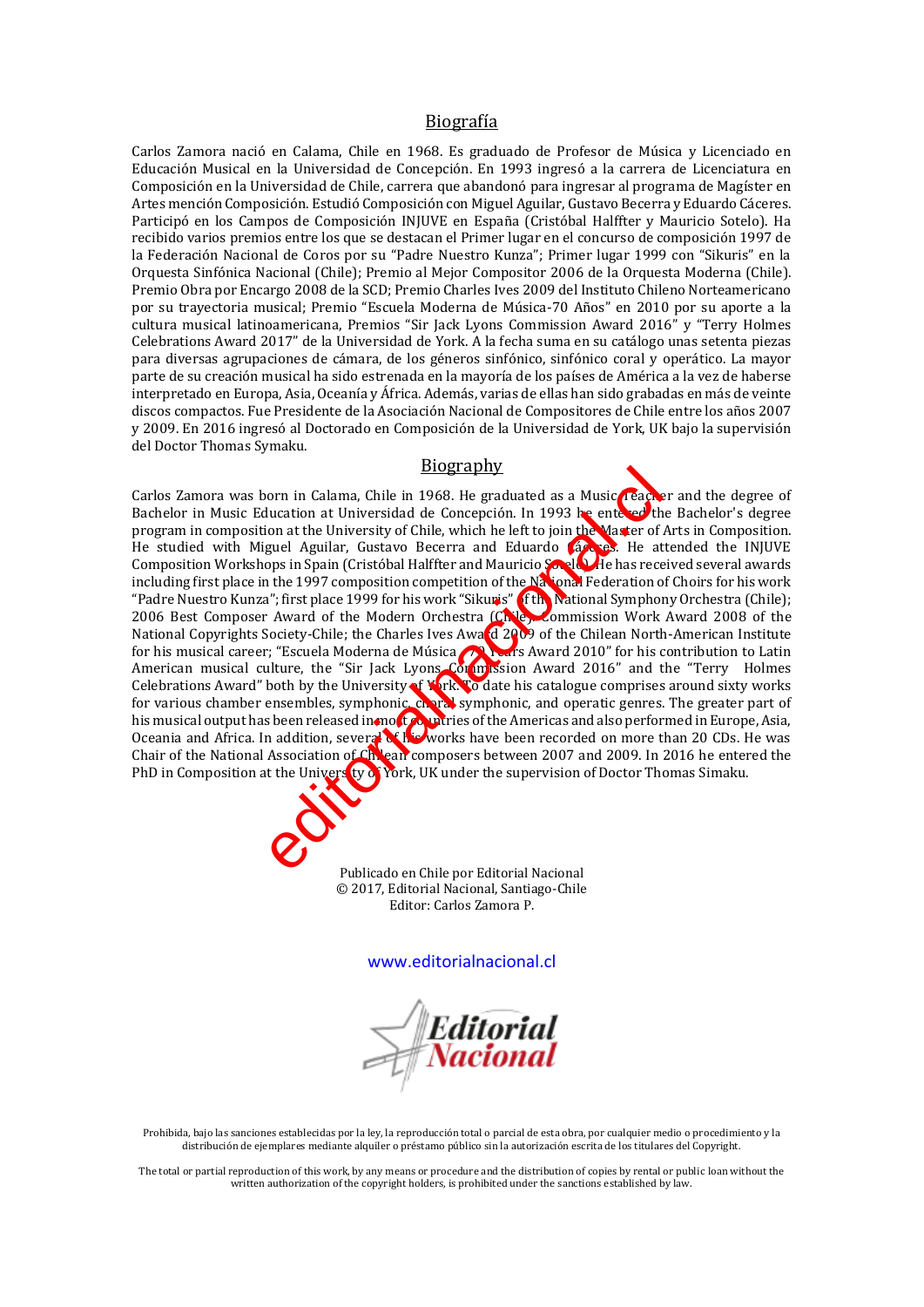## Biografía

Carlos Zamora nació en Calama, Chile en 1968. Es graduado de Profesor de Música y Licenciado en Educación Musical en la Universidad de Concepción. En 1993 ingresó a la carrera de Licenciatura en Composición en la Universidad de Chile, carrera que abandonó para ingresar al programa de Magíster en Artes mención Composición. Estudió Composición con Miguel Aguilar, Gustavo Becerra y Eduardo Cáceres. Participó en los Campos de Composición INJUVE en España (Cristóbal Halffter y Mauricio Sotelo). Ha recibido varios premios entre los que se destacan el Primer lugar en el concurso de composición 1997 de la Federación Nacional de Coros por su "Padre Nuestro Kunza"; Primer lugar 1999 con "Sikuris" en la Orquesta Sinfónica Nacional (Chile); Premio al Mejor Compositor 2006 de la Orquesta Moderna (Chile). Premio Obra por Encargo 2008 de la SCD; Premio Charles Ives 2009 del Instituto Chileno Norteamericano por su trayectoria musical; Premio "Escuela Moderna de Música-70 Años" en 2010 por su aporte a la cultura musical latinoamericana, Premios "Sir Jack Lyons Commission Award 2016" y "Terry Holmes Celebrations Award 2017" de la Universidad de York. A la fecha suma en su catálogo unas setenta piezas para diversas agrupaciones de cámara, de los géneros sinfónico, sinfónico coral y operático. La mayor parte de su creación musical ha sido estrenada en la mayoría de los países de América a la vez de haberse interpretado en Europa, Asia, Oceanía y África. Además, varias de ellas han sido grabadas en más de veinte discos compactos. Fue Presidente de la Asociación Nacional de Compositores de Chile entre los años 2007 y 2009. En 2016 ingresó al Doctorado en Composición de la Universidad de York, UK bajo la supervisión del Doctor Thomas Symaku.

## Biography

Carlos Zamora was born in Calama, Chile in 1968. He graduated as a Music Teacher and the degree of Bachelor in Music Education at Universidad de Concepción. In 1993 he entered the Bachelor's degree program in composition at the University of Chile, which he left to join the Master of Arts in Composition. He studied with Miguel Aguilar, Gustavo Becerra and Eduardo Cáceres. He attended the INJUVE Composition Workshops in Spain (Cristóbal Halffter and Mauricio Sotelo). He has received several awards including first place in the 1997 composition competition of the National Federation of Choirs for his work "Padre Nuestro Kunza"; first place 1999 for his work "Sikuris" of the National Symphony Orchestra (Chile); 2006 Best Composer Award of the Modern Orchestra (Chile); Commission Work Award 2008 of the National Copyrights Society-Chile; the Charles Ives Award 2009 of the Chilean North-American Institute for his musical career; "Escuela Moderna de Música - 70 Years Award 2010" for his contribution to Latin American musical culture, the "Sir Jack Lyons Commission Award 2016" and the "Terry Holmes Celebrations Award" both by the University of York. To date his catalogue comprises around sixty works for various chamber ensembles, symphonic, choral symphonic, and operatic genres. The greater part of his musical output has been released in most countries of the Americas and also performed in Europe, Asia, Oceania and Africa. In addition, several of his works have been recorded on more than 20 CDs. He was Chair of the National Association of Chilean composers between 2007 and 2009. In 2016 he entered the PhD in Composition at the University of York, UK under the supervision of Doctor Thomas Simaku.

Publicado en Chile por Editorial Nacional
© 2017, Editorial Nacional, Santiago-Chile
Editor: Carlos Zamora P.

www.editorialnacional.cl

Editorial Nacional

Prohibida, bajo las sanciones establecidas por la ley, la reproducción total o parcial de esta obra, por cualquier medio o procedimiento y la distribución de ejemplares mediante alquiler o préstamo público sin la autorización escrita de los titulares del Copyright.

The total or partial reproduction of this work, by any means or procedure and the distribution of copies by rental or public loan without the written authorization of the copyright holders, is prohibited under the sanctions established by law.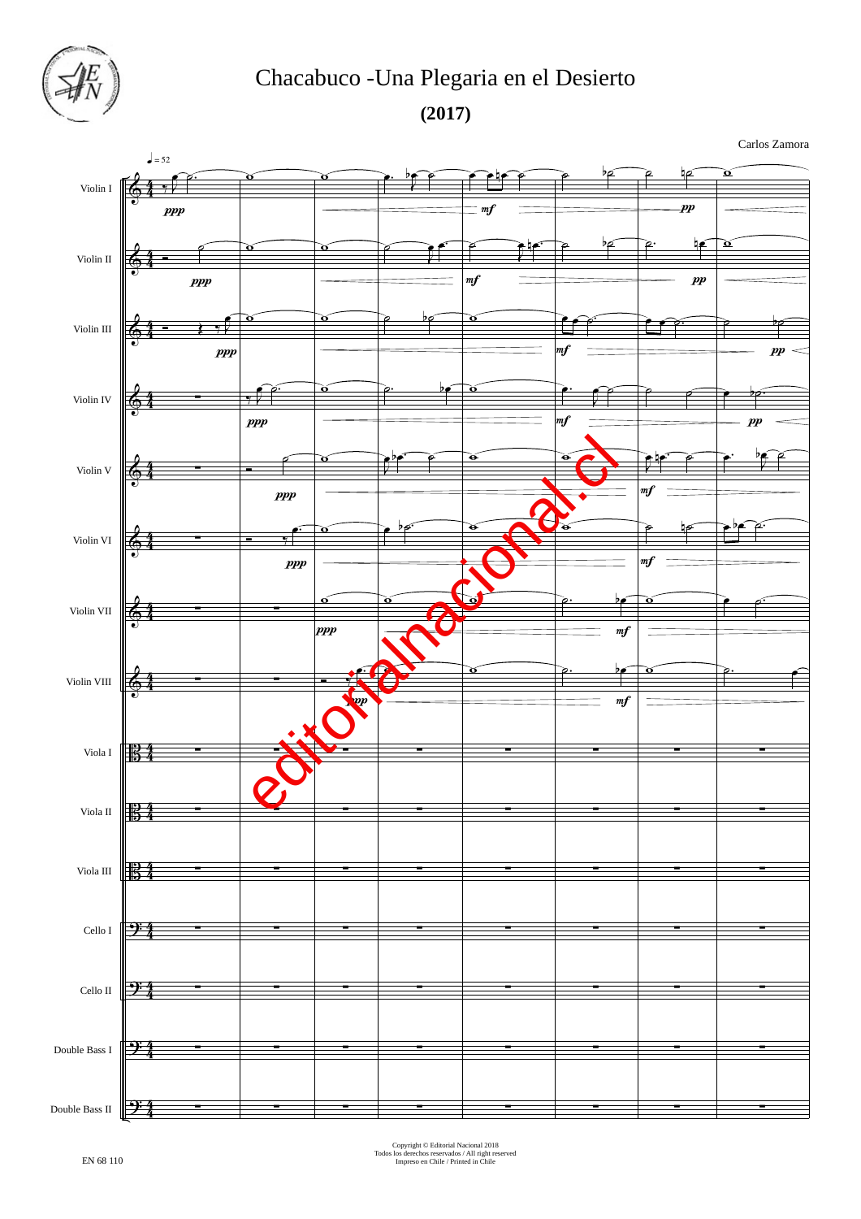# Chacabuco -Una Plegaria en el Desierto

**(2017)**

Carlos Zamora

♩ = 52

Violin I

Violin II

Violin III

Violin IV

Violin V

Violin VI

Violin VII

Violin VIII

Viola I

Viola II

Viola III

Cello I

Cello II

Double Bass I

Double Bass II

*ppp* *mf* *pp*

editorialnacional.cl

Copyright © Editorial Nacional 2018
Todos los derechos reservados / All right reserved
Impreso en Chile / Printed in Chile

EN 68 110